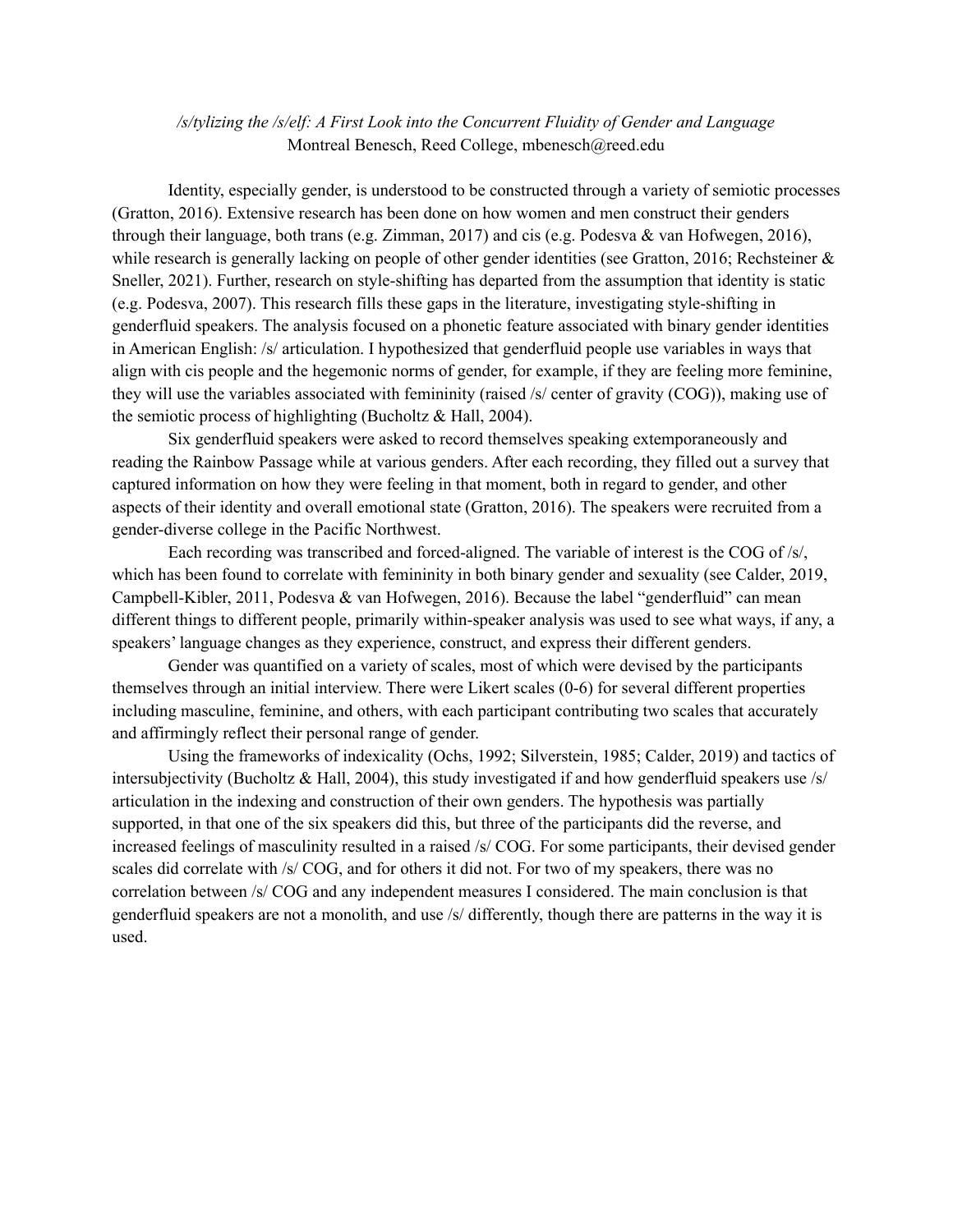*/s/tylizing the /s/elf: A First Look into the Concurrent Fluidity of Gender and Language*

Montreal Benesch, Reed College, mbenesch@reed.edu

Identity, especially gender, is understood to be constructed through a variety of semiotic processes (Gratton, 2016). Extensive research has been done on how women and men construct their genders through their language, both trans (e.g. Zimman, 2017) and cis (e.g. Podesva & van Hofwegen, 2016), while research is generally lacking on people of other gender identities (see Gratton, 2016; Rechsteiner & Sneller, 2021). Further, research on style-shifting has departed from the assumption that identity is static (e.g. Podesva, 2007). This research fills these gaps in the literature, investigating style-shifting in genderfluid speakers. The analysis focused on a phonetic feature associated with binary gender identities in American English: /s/ articulation. I hypothesized that genderfluid people use variables in ways that align with cis people and the hegemonic norms of gender, for example, if they are feeling more feminine, they will use the variables associated with femininity (raised /s/ center of gravity (COG)), making use of the semiotic process of highlighting (Bucholtz & Hall, 2004).

Six genderfluid speakers were asked to record themselves speaking extemporaneously and reading the Rainbow Passage while at various genders. After each recording, they filled out a survey that captured information on how they were feeling in that moment, both in regard to gender, and other aspects of their identity and overall emotional state (Gratton, 2016). The speakers were recruited from a gender-diverse college in the Pacific Northwest.

Each recording was transcribed and forced-aligned. The variable of interest is the COG of /s/, which has been found to correlate with femininity in both binary gender and sexuality (see Calder, 2019, Campbell-Kibler, 2011, Podesva & van Hofwegen, 2016). Because the label "genderfluid" can mean different things to different people, primarily within-speaker analysis was used to see what ways, if any, a speakers' language changes as they experience, construct, and express their different genders.

Gender was quantified on a variety of scales, most of which were devised by the participants themselves through an initial interview. There were Likert scales (0-6) for several different properties including masculine, feminine, and others, with each participant contributing two scales that accurately and affirmingly reflect their personal range of gender.

Using the frameworks of indexicality (Ochs, 1992; Silverstein, 1985; Calder, 2019) and tactics of intersubjectivity (Bucholtz & Hall, 2004), this study investigated if and how genderfluid speakers use /s/ articulation in the indexing and construction of their own genders. The hypothesis was partially supported, in that one of the six speakers did this, but three of the participants did the reverse, and increased feelings of masculinity resulted in a raised /s/ COG. For some participants, their devised gender scales did correlate with /s/ COG, and for others it did not. For two of my speakers, there was no correlation between /s/ COG and any independent measures I considered. The main conclusion is that genderfluid speakers are not a monolith, and use /s/ differently, though there are patterns in the way it is used.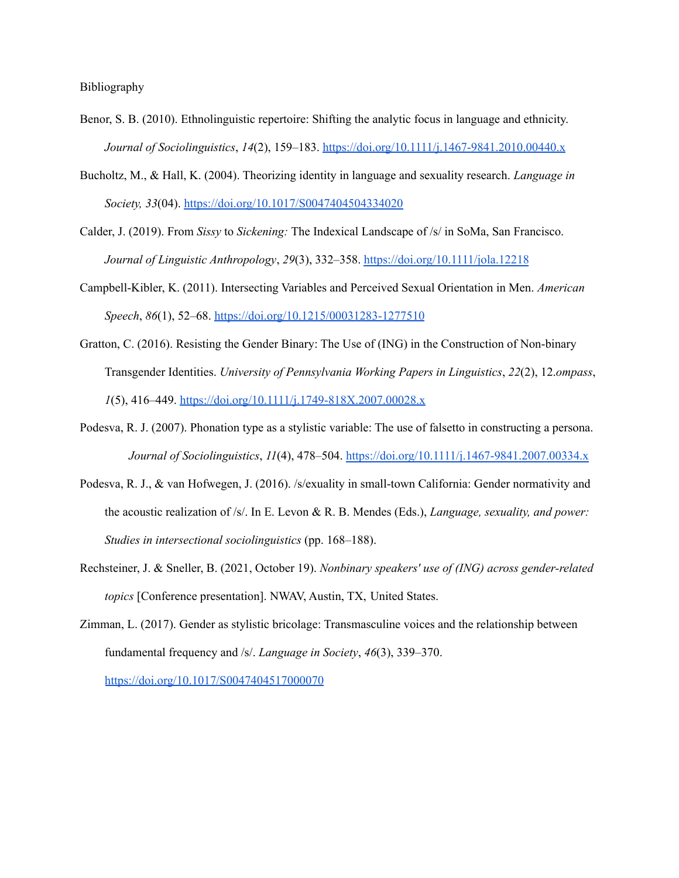Bibliography

Benor, S. B. (2010). Ethnolinguistic repertoire: Shifting the analytic focus in language and ethnicity. *Journal of Sociolinguistics*, *14*(2), 159–183. https://doi.org/10.1111/j.1467-9841.2010.00440.x

Bucholtz, M., & Hall, K. (2004). Theorizing identity in language and sexuality research. *Language in Society, 33*(04). https://doi.org/10.1017/S0047404504334020

Calder, J. (2019). From *Sissy* to *Sickening:* The Indexical Landscape of /s/ in SoMa, San Francisco. *Journal of Linguistic Anthropology*, *29*(3), 332–358. https://doi.org/10.1111/jola.12218

Campbell-Kibler, K. (2011). Intersecting Variables and Perceived Sexual Orientation in Men. *American Speech*, *86*(1), 52–68. https://doi.org/10.1215/00031283-1277510

Gratton, C. (2016). Resisting the Gender Binary: The Use of (ING) in the Construction of Non-binary Transgender Identities. *University of Pennsylvania Working Papers in Linguistics*, *22*(2), 12.*ompass*, *1*(5), 416–449. https://doi.org/10.1111/j.1749-818X.2007.00028.x

Podesva, R. J. (2007). Phonation type as a stylistic variable: The use of falsetto in constructing a persona. *Journal of Sociolinguistics*, *11*(4), 478–504. https://doi.org/10.1111/j.1467-9841.2007.00334.x

Podesva, R. J., & van Hofwegen, J. (2016). /s/exuality in small-town California: Gender normativity and the acoustic realization of /s/. In E. Levon & R. B. Mendes (Eds.), *Language, sexuality, and power: Studies in intersectional sociolinguistics* (pp. 168–188).

Rechsteiner, J. & Sneller, B. (2021, October 19). *Nonbinary speakers' use of (ING) across gender-related topics* [Conference presentation]. NWAV, Austin, TX, United States.

Zimman, L. (2017). Gender as stylistic bricolage: Transmasculine voices and the relationship between fundamental frequency and /s/. *Language in Society*, *46*(3), 339–370. https://doi.org/10.1017/S0047404517000070